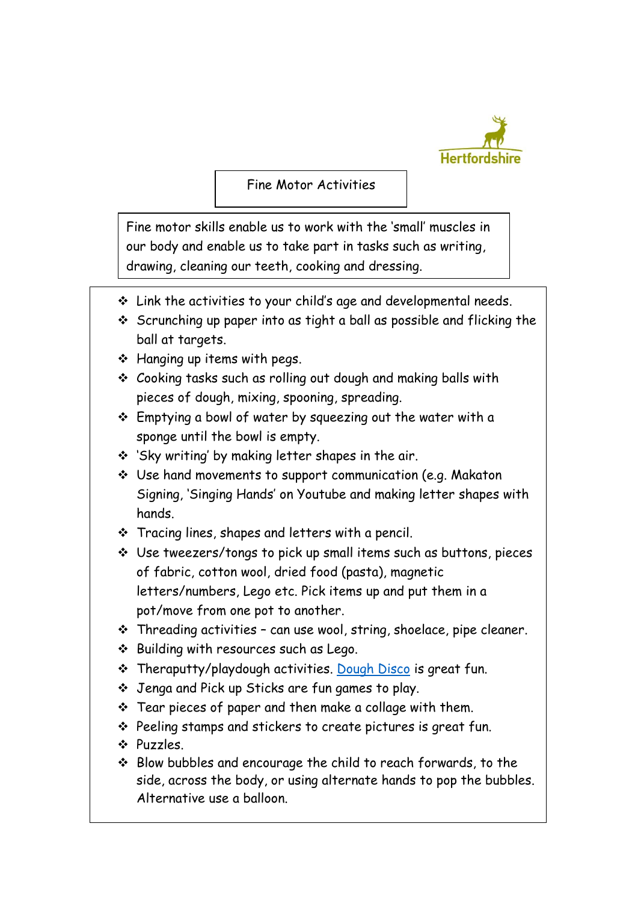Hertfordshire

# Fine Motor Activities

Fine motor skills enable us to work with the 'small' muscles in our body and enable us to take part in tasks such as writing, drawing, cleaning our teeth, cooking and dressing.

- Link the activities to your child's age and developmental needs.
- Scrunching up paper into as tight a ball as possible and flicking the ball at targets.
- Hanging up items with pegs.
- Cooking tasks such as rolling out dough and making balls with pieces of dough, mixing, spooning, spreading.
- Emptying a bowl of water by squeezing out the water with a sponge until the bowl is empty.
- 'Sky writing' by making letter shapes in the air.
- Use hand movements to support communication (e.g. Makaton Signing, 'Singing Hands' on Youtube and making letter shapes with hands.
- Tracing lines, shapes and letters with a pencil.
- Use tweezers/tongs to pick up small items such as buttons, pieces of fabric, cotton wool, dried food (pasta), magnetic letters/numbers, Lego etc. Pick items up and put them in a pot/move from one pot to another.
- Threading activities – can use wool, string, shoelace, pipe cleaner.
- Building with resources such as Lego.
- Theraputty/playdough activities. Dough Disco is great fun.
- Jenga and Pick up Sticks are fun games to play.
- Tear pieces of paper and then make a collage with them.
- Peeling stamps and stickers to create pictures is great fun.
- Puzzles.
- Blow bubbles and encourage the child to reach forwards, to the side, across the body, or using alternate hands to pop the bubbles. Alternative use a balloon.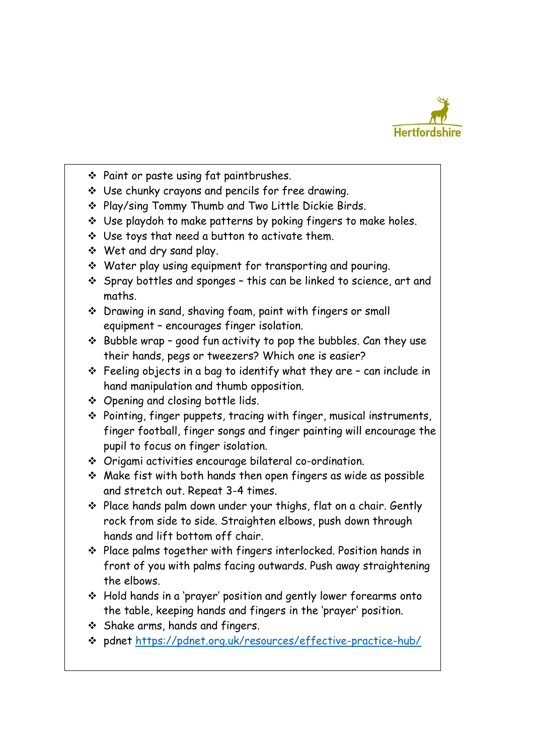- Paint or paste using fat paintbrushes.
- Use chunky crayons and pencils for free drawing.
- Play/sing Tommy Thumb and Two Little Dickie Birds.
- Use playdoh to make patterns by poking fingers to make holes.
- Use toys that need a button to activate them.
- Wet and dry sand play.
- Water play using equipment for transporting and pouring.
- Spray bottles and sponges – this can be linked to science, art and maths.
- Drawing in sand, shaving foam, paint with fingers or small equipment – encourages finger isolation.
- Bubble wrap – good fun activity to pop the bubbles. Can they use their hands, pegs or tweezers? Which one is easier?
- Feeling objects in a bag to identify what they are – can include in hand manipulation and thumb opposition.
- Opening and closing bottle lids.
- Pointing, finger puppets, tracing with finger, musical instruments, finger football, finger songs and finger painting will encourage the pupil to focus on finger isolation.
- Origami activities encourage bilateral co-ordination.
- Make fist with both hands then open fingers as wide as possible and stretch out. Repeat 3-4 times.
- Place hands palm down under your thighs, flat on a chair. Gently rock from side to side. Straighten elbows, push down through hands and lift bottom off chair.
- Place palms together with fingers interlocked. Position hands in front of you with palms facing outwards. Push away straightening the elbows.
- Hold hands in a 'prayer' position and gently lower forearms onto the table, keeping hands and fingers in the 'prayer' position.
- Shake arms, hands and fingers.
- pdnet [https://pdnet.org.uk/resources/effective-practice-hub/](https://pdnet.org.uk/resources/effective-practice-hub/)